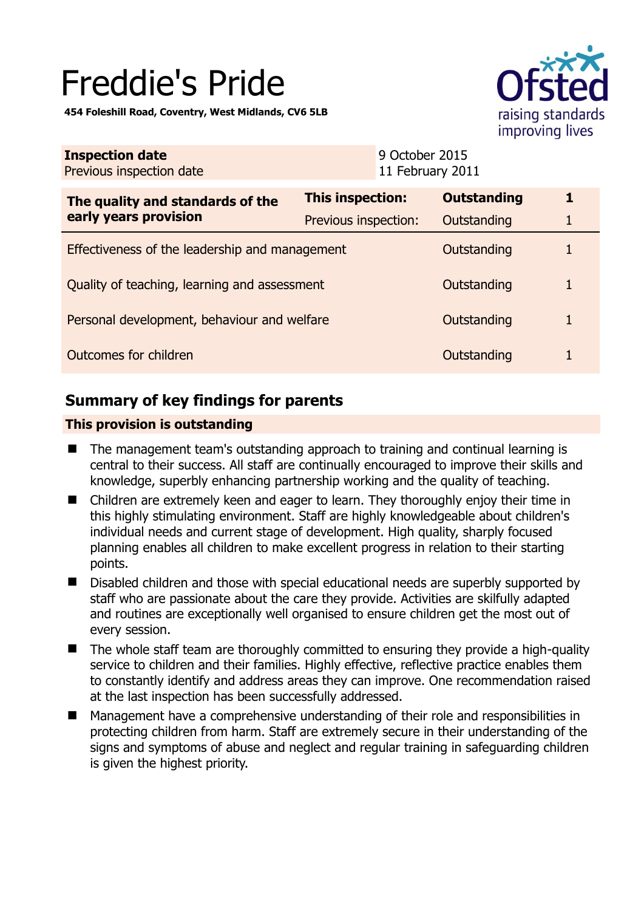# Freddie's Pride

**454 Foleshill Road, Coventry, West Midlands, CV6 5LB**

| **Inspection date** | 9 October 2015 |
|---|---|
| Previous inspection date | 11 February 2011 |

| **The quality and standards of the early years provision** | **This inspection:** | **Outstanding** | **1** |
|---|---|---|---|
| | Previous inspection: | Outstanding | 1 |
| Effectiveness of the leadership and management | | Outstanding | 1 |
| Quality of teaching, learning and assessment | | Outstanding | 1 |
| Personal development, behaviour and welfare | | Outstanding | 1 |
| Outcomes for children | | Outstanding | 1 |

## Summary of key findings for parents

**This provision is outstanding**

- The management team's outstanding approach to training and continual learning is central to their success. All staff are continually encouraged to improve their skills and knowledge, superbly enhancing partnership working and the quality of teaching.
- Children are extremely keen and eager to learn. They thoroughly enjoy their time in this highly stimulating environment. Staff are highly knowledgeable about children's individual needs and current stage of development. High quality, sharply focused planning enables all children to make excellent progress in relation to their starting points.
- Disabled children and those with special educational needs are superbly supported by staff who are passionate about the care they provide. Activities are skilfully adapted and routines are exceptionally well organised to ensure children get the most out of every session.
- The whole staff team are thoroughly committed to ensuring they provide a high-quality service to children and their families. Highly effective, reflective practice enables them to constantly identify and address areas they can improve. One recommendation raised at the last inspection has been successfully addressed.
- Management have a comprehensive understanding of their role and responsibilities in protecting children from harm. Staff are extremely secure in their understanding of the signs and symptoms of abuse and neglect and regular training in safeguarding children is given the highest priority.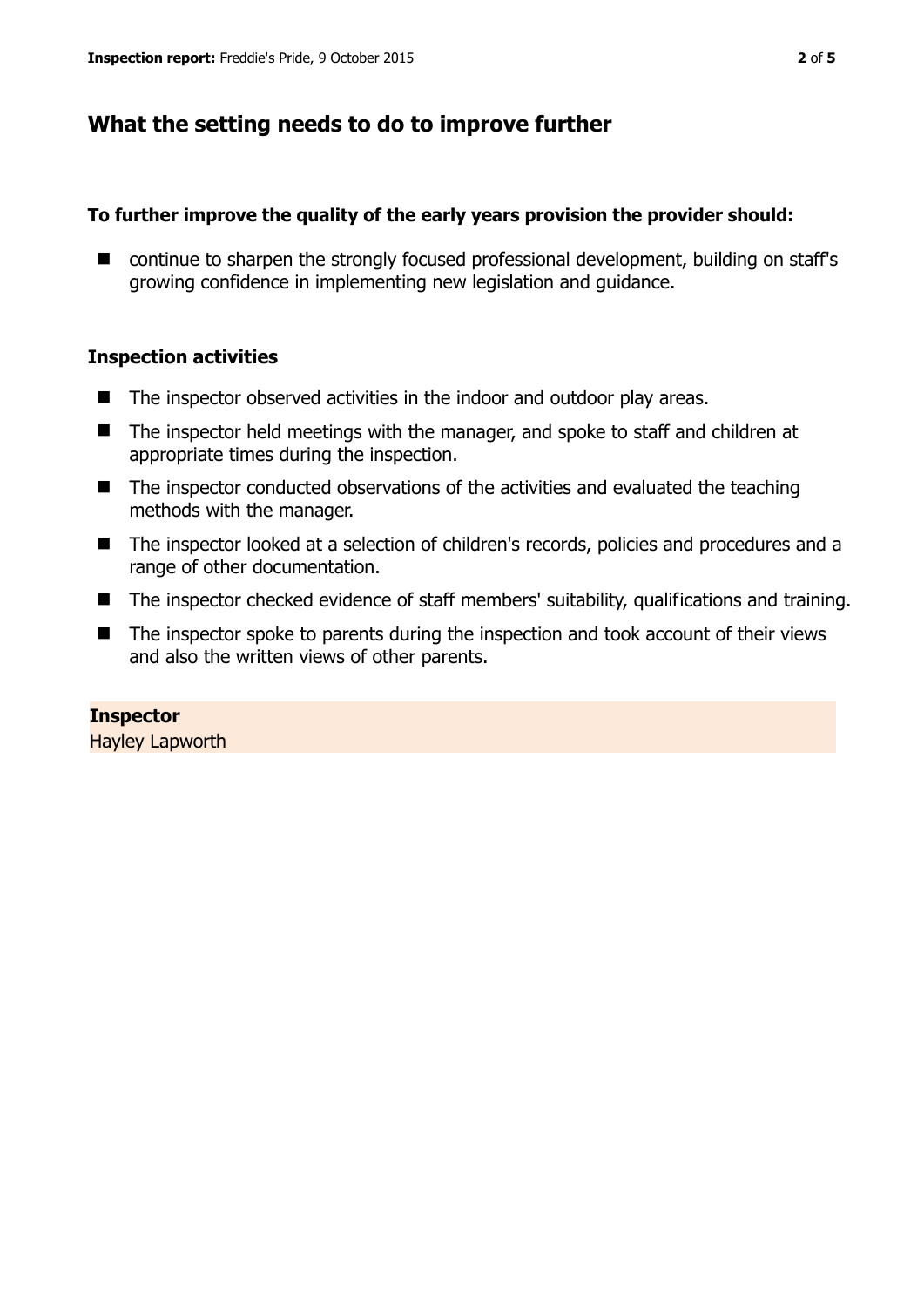## What the setting needs to do to improve further

**To further improve the quality of the early years provision the provider should:**

- continue to sharpen the strongly focused professional development, building on staff's growing confidence in implementing new legislation and guidance.

### Inspection activities

- The inspector observed activities in the indoor and outdoor play areas.
- The inspector held meetings with the manager, and spoke to staff and children at appropriate times during the inspection.
- The inspector conducted observations of the activities and evaluated the teaching methods with the manager.
- The inspector looked at a selection of children's records, policies and procedures and a range of other documentation.
- The inspector checked evidence of staff members' suitability, qualifications and training.
- The inspector spoke to parents during the inspection and took account of their views and also the written views of other parents.

**Inspector**
Hayley Lapworth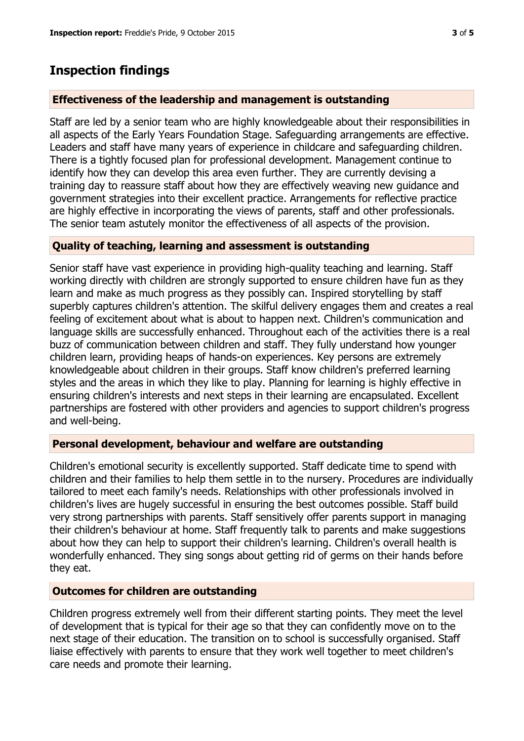# Inspection findings

### Effectiveness of the leadership and management is outstanding

Staff are led by a senior team who are highly knowledgeable about their responsibilities in all aspects of the Early Years Foundation Stage. Safeguarding arrangements are effective. Leaders and staff have many years of experience in childcare and safeguarding children. There is a tightly focused plan for professional development. Management continue to identify how they can develop this area even further. They are currently devising a training day to reassure staff about how they are effectively weaving new guidance and government strategies into their excellent practice. Arrangements for reflective practice are highly effective in incorporating the views of parents, staff and other professionals. The senior team astutely monitor the effectiveness of all aspects of the provision.

### Quality of teaching, learning and assessment is outstanding

Senior staff have vast experience in providing high-quality teaching and learning. Staff working directly with children are strongly supported to ensure children have fun as they learn and make as much progress as they possibly can. Inspired storytelling by staff superbly captures children's attention. The skilful delivery engages them and creates a real feeling of excitement about what is about to happen next. Children's communication and language skills are successfully enhanced. Throughout each of the activities there is a real buzz of communication between children and staff. They fully understand how younger children learn, providing heaps of hands-on experiences. Key persons are extremely knowledgeable about children in their groups. Staff know children's preferred learning styles and the areas in which they like to play. Planning for learning is highly effective in ensuring children's interests and next steps in their learning are encapsulated. Excellent partnerships are fostered with other providers and agencies to support children's progress and well-being.

### Personal development, behaviour and welfare are outstanding

Children's emotional security is excellently supported. Staff dedicate time to spend with children and their families to help them settle in to the nursery. Procedures are individually tailored to meet each family's needs. Relationships with other professionals involved in children's lives are hugely successful in ensuring the best outcomes possible. Staff build very strong partnerships with parents. Staff sensitively offer parents support in managing their children's behaviour at home. Staff frequently talk to parents and make suggestions about how they can help to support their children's learning. Children's overall health is wonderfully enhanced. They sing songs about getting rid of germs on their hands before they eat.

### Outcomes for children are outstanding

Children progress extremely well from their different starting points. They meet the level of development that is typical for their age so that they can confidently move on to the next stage of their education. The transition on to school is successfully organised. Staff liaise effectively with parents to ensure that they work well together to meet children's care needs and promote their learning.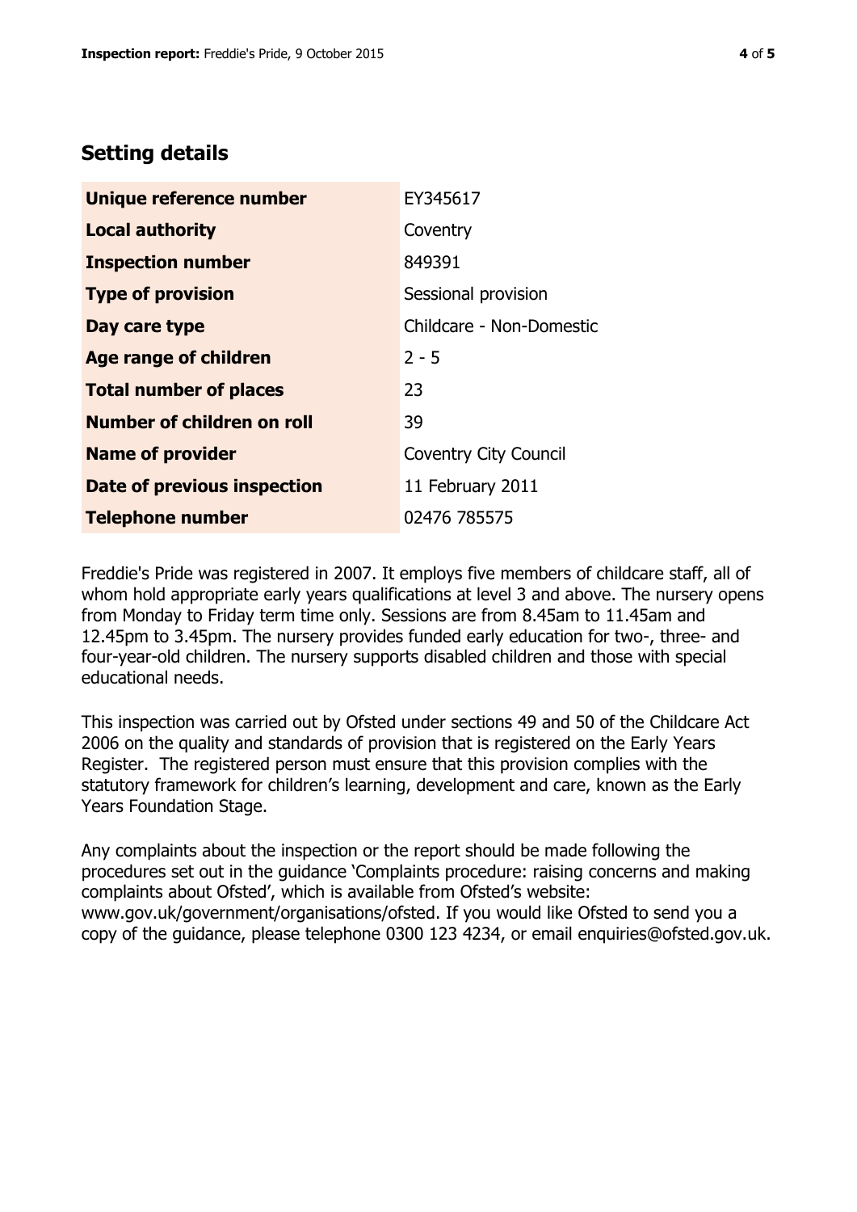## Setting details

| | |
|---|---|
| **Unique reference number** | EY345617 |
| **Local authority** | Coventry |
| **Inspection number** | 849391 |
| **Type of provision** | Sessional provision |
| **Day care type** | Childcare - Non-Domestic |
| **Age range of children** | 2 - 5 |
| **Total number of places** | 23 |
| **Number of children on roll** | 39 |
| **Name of provider** | Coventry City Council |
| **Date of previous inspection** | 11 February 2011 |
| **Telephone number** | 02476 785575 |

Freddie's Pride was registered in 2007. It employs five members of childcare staff, all of whom hold appropriate early years qualifications at level 3 and above. The nursery opens from Monday to Friday term time only. Sessions are from 8.45am to 11.45am and 12.45pm to 3.45pm. The nursery provides funded early education for two-, three- and four-year-old children. The nursery supports disabled children and those with special educational needs.

This inspection was carried out by Ofsted under sections 49 and 50 of the Childcare Act 2006 on the quality and standards of provision that is registered on the Early Years Register. The registered person must ensure that this provision complies with the statutory framework for children's learning, development and care, known as the Early Years Foundation Stage.

Any complaints about the inspection or the report should be made following the procedures set out in the guidance 'Complaints procedure: raising concerns and making complaints about Ofsted', which is available from Ofsted's website: www.gov.uk/government/organisations/ofsted. If you would like Ofsted to send you a copy of the guidance, please telephone 0300 123 4234, or email enquiries@ofsted.gov.uk.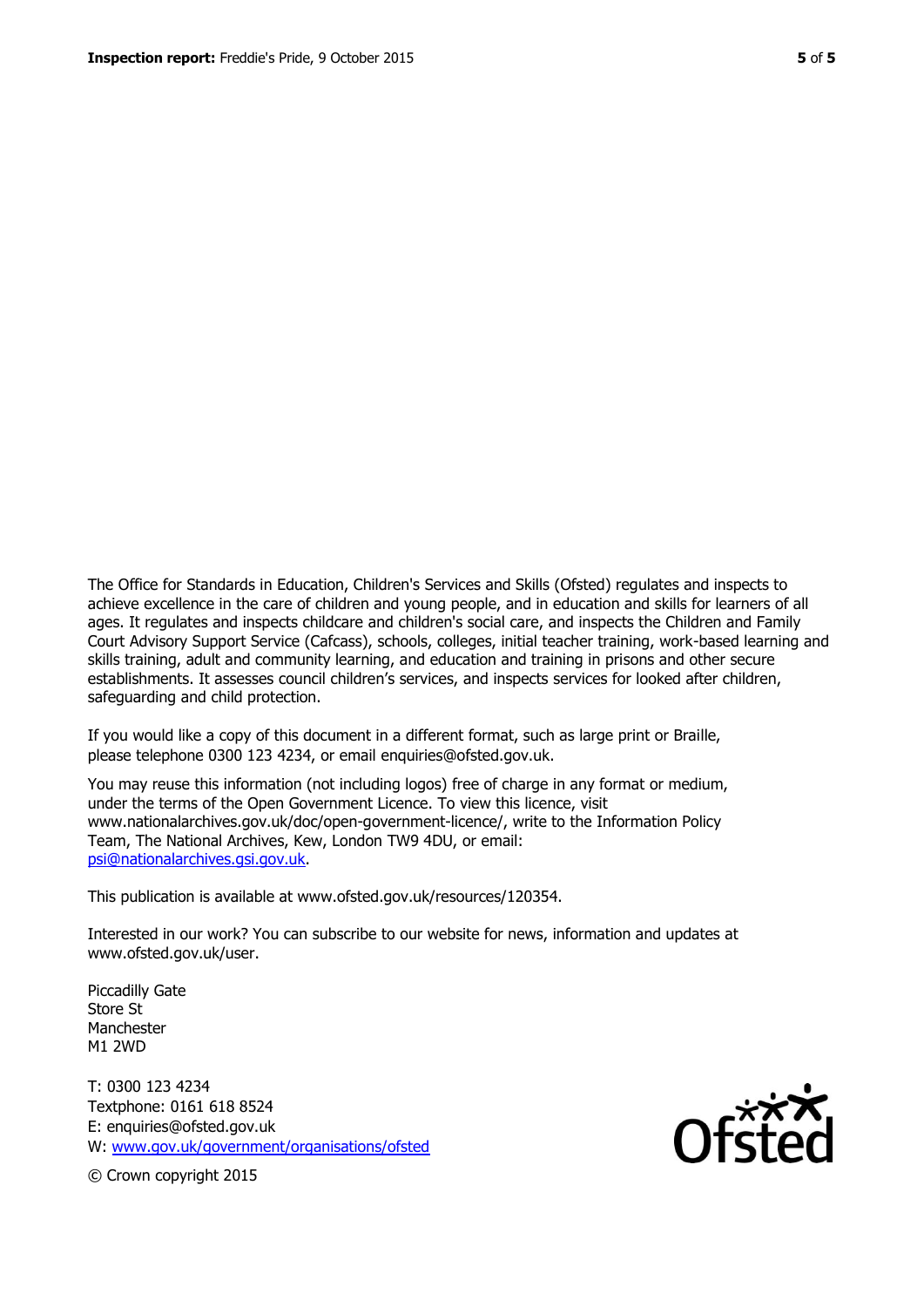The Office for Standards in Education, Children's Services and Skills (Ofsted) regulates and inspects to achieve excellence in the care of children and young people, and in education and skills for learners of all ages. It regulates and inspects childcare and children's social care, and inspects the Children and Family Court Advisory Support Service (Cafcass), schools, colleges, initial teacher training, work-based learning and skills training, adult and community learning, and education and training in prisons and other secure establishments. It assesses council children's services, and inspects services for looked after children, safeguarding and child protection.

If you would like a copy of this document in a different format, such as large print or Braille, please telephone 0300 123 4234, or email enquiries@ofsted.gov.uk.

You may reuse this information (not including logos) free of charge in any format or medium, under the terms of the Open Government Licence. To view this licence, visit www.nationalarchives.gov.uk/doc/open-government-licence/, write to the Information Policy Team, The National Archives, Kew, London TW9 4DU, or email: psi@nationalarchives.gsi.gov.uk.

This publication is available at www.ofsted.gov.uk/resources/120354.

Interested in our work? You can subscribe to our website for news, information and updates at www.ofsted.gov.uk/user.

Piccadilly Gate
Store St
Manchester
M1 2WD

T: 0300 123 4234
Textphone: 0161 618 8524
E: enquiries@ofsted.gov.uk
W: www.gov.uk/government/organisations/ofsted

© Crown copyright 2015